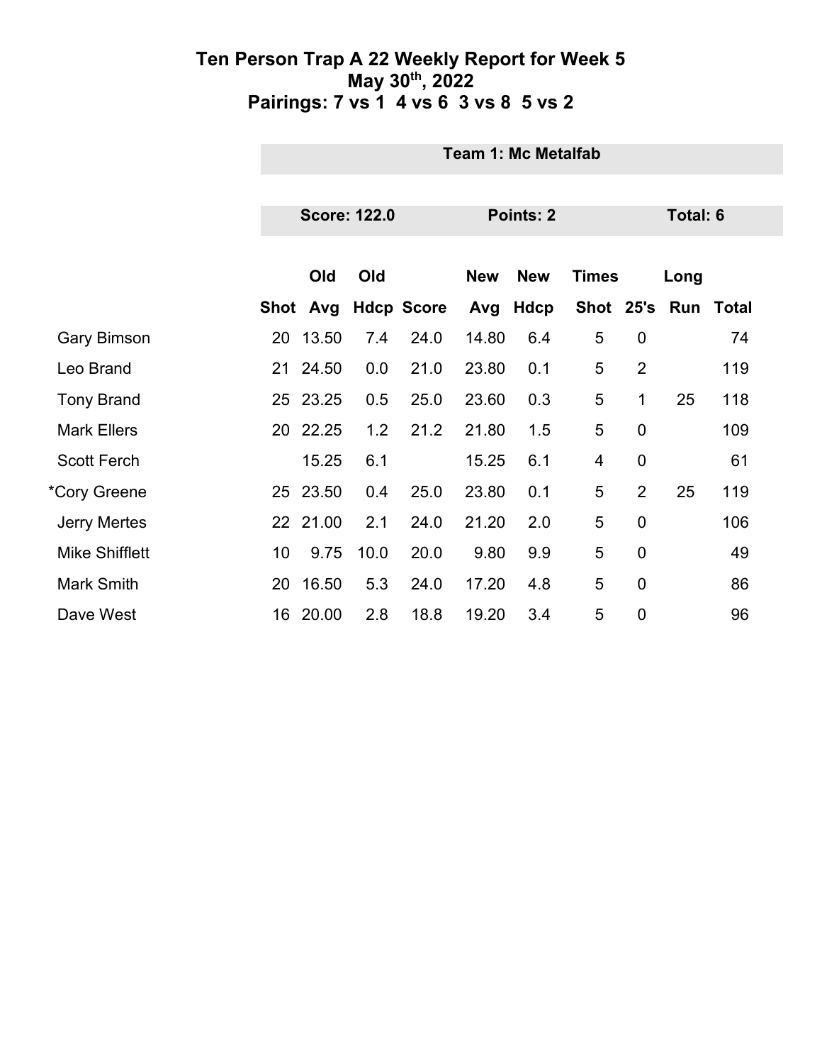# Ten Person Trap A 22 Weekly Report for Week 5
## May 30th, 2022
## Pairings: 7 vs 1  4 vs 6  3 vs 8  5 vs 2

**Team 1: Mc Metalfab**

**Score: 122.0** | **Points: 2** | **Total: 6**

| | Shot | Old Avg | Old Hdcp | Score | New Avg | New Hdcp | Times Shot | 25's | Long Run | Total |
|---|---|---|---|---|---|---|---|---|---|---|
| Gary Bimson | 20 | 13.50 | 7.4 | 24.0 | 14.80 | 6.4 | 5 | 0 | | 74 |
| Leo Brand | 21 | 24.50 | 0.0 | 21.0 | 23.80 | 0.1 | 5 | 2 | | 119 |
| Tony Brand | 25 | 23.25 | 0.5 | 25.0 | 23.60 | 0.3 | 5 | 1 | 25 | 118 |
| Mark Ellers | 20 | 22.25 | 1.2 | 21.2 | 21.80 | 1.5 | 5 | 0 | | 109 |
| Scott Ferch | | 15.25 | 6.1 | | 15.25 | 6.1 | 4 | 0 | | 61 |
| *Cory Greene | 25 | 23.50 | 0.4 | 25.0 | 23.80 | 0.1 | 5 | 2 | 25 | 119 |
| Jerry Mertes | 22 | 21.00 | 2.1 | 24.0 | 21.20 | 2.0 | 5 | 0 | | 106 |
| Mike Shifflett | 10 | 9.75 | 10.0 | 20.0 | 9.80 | 9.9 | 5 | 0 | | 49 |
| Mark Smith | 20 | 16.50 | 5.3 | 24.0 | 17.20 | 4.8 | 5 | 0 | | 86 |
| Dave West | 16 | 20.00 | 2.8 | 18.8 | 19.20 | 3.4 | 5 | 0 | | 96 |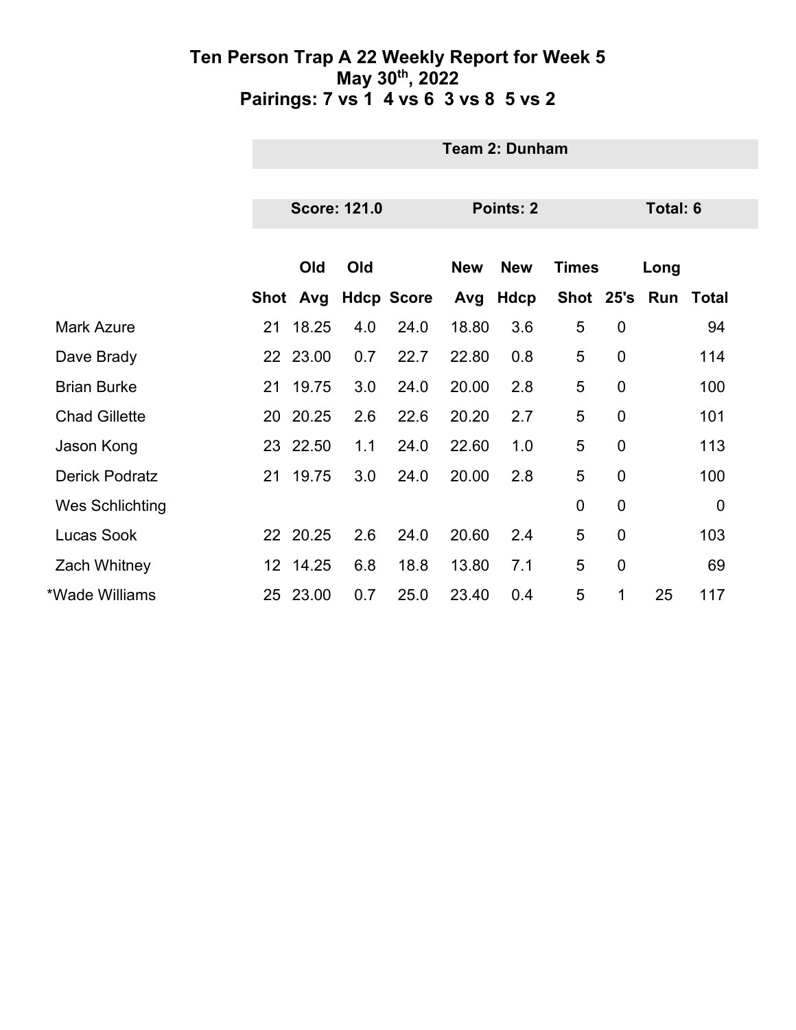# Ten Person Trap A 22 Weekly Report for Week 5
## May 30th, 2022
## Pairings: 7 vs 1 4 vs 6 3 vs 8 5 vs 2

**Team 2: Dunham**

**Score: 121.0** **Points: 2** **Total: 6**

| | Shot | Old Avg | Old Hdcp | Score | New Avg | New Hdcp | Times Shot | 25's | Long Run | Total |
|---|---|---|---|---|---|---|---|---|---|---|
| Mark Azure | 21 | 18.25 | 4.0 | 24.0 | 18.80 | 3.6 | 5 | 0 | | 94 |
| Dave Brady | 22 | 23.00 | 0.7 | 22.7 | 22.80 | 0.8 | 5 | 0 | | 114 |
| Brian Burke | 21 | 19.75 | 3.0 | 24.0 | 20.00 | 2.8 | 5 | 0 | | 100 |
| Chad Gillette | 20 | 20.25 | 2.6 | 22.6 | 20.20 | 2.7 | 5 | 0 | | 101 |
| Jason Kong | 23 | 22.50 | 1.1 | 24.0 | 22.60 | 1.0 | 5 | 0 | | 113 |
| Derick Podratz | 21 | 19.75 | 3.0 | 24.0 | 20.00 | 2.8 | 5 | 0 | | 100 |
| Wes Schlichting | | | | | | | 0 | 0 | | 0 |
| Lucas Sook | 22 | 20.25 | 2.6 | 24.0 | 20.60 | 2.4 | 5 | 0 | | 103 |
| Zach Whitney | 12 | 14.25 | 6.8 | 18.8 | 13.80 | 7.1 | 5 | 0 | | 69 |
| *Wade Williams | 25 | 23.00 | 0.7 | 25.0 | 23.40 | 0.4 | 5 | 1 | 25 | 117 |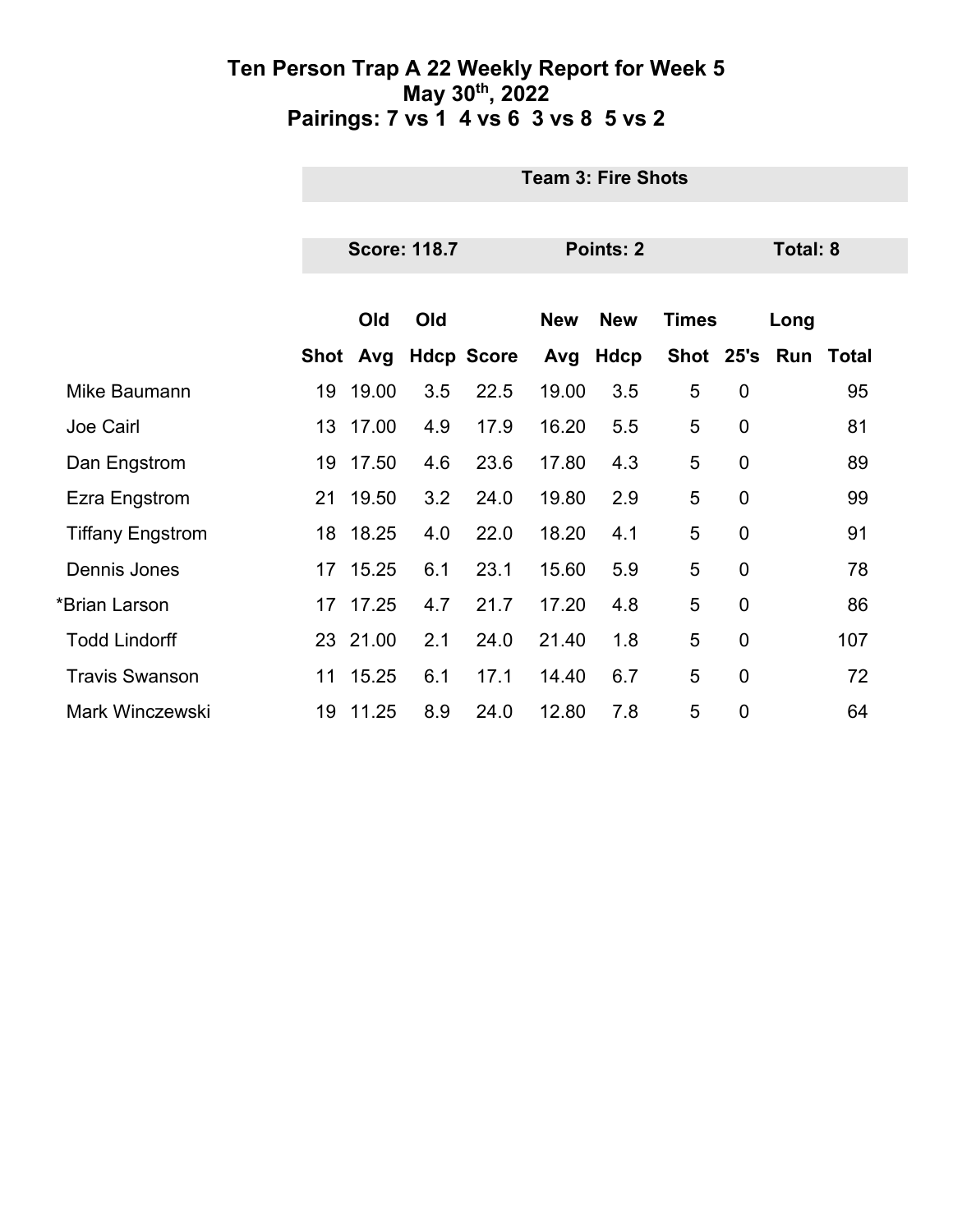# Ten Person Trap A 22 Weekly Report for Week 5
## May 30th, 2022
## Pairings: 7 vs 1 4 vs 6 3 vs 8 5 vs 2

**Team 3: Fire Shots**

**Score: 118.7** | **Points: 2** | **Total: 8**

| | Shot | Old Avg | Old Hdcp | Score | New Avg | New Hdcp | Times Shot | 25's | Long Run | Total |
|---|---|---|---|---|---|---|---|---|---|---|
| Mike Baumann | 19 | 19.00 | 3.5 | 22.5 | 19.00 | 3.5 | 5 | 0 | | 95 |
| Joe Cairl | 13 | 17.00 | 4.9 | 17.9 | 16.20 | 5.5 | 5 | 0 | | 81 |
| Dan Engstrom | 19 | 17.50 | 4.6 | 23.6 | 17.80 | 4.3 | 5 | 0 | | 89 |
| Ezra Engstrom | 21 | 19.50 | 3.2 | 24.0 | 19.80 | 2.9 | 5 | 0 | | 99 |
| Tiffany Engstrom | 18 | 18.25 | 4.0 | 22.0 | 18.20 | 4.1 | 5 | 0 | | 91 |
| Dennis Jones | 17 | 15.25 | 6.1 | 23.1 | 15.60 | 5.9 | 5 | 0 | | 78 |
| *Brian Larson | 17 | 17.25 | 4.7 | 21.7 | 17.20 | 4.8 | 5 | 0 | | 86 |
| Todd Lindorff | 23 | 21.00 | 2.1 | 24.0 | 21.40 | 1.8 | 5 | 0 | | 107 |
| Travis Swanson | 11 | 15.25 | 6.1 | 17.1 | 14.40 | 6.7 | 5 | 0 | | 72 |
| Mark Winczewski | 19 | 11.25 | 8.9 | 24.0 | 12.80 | 7.8 | 5 | 0 | | 64 |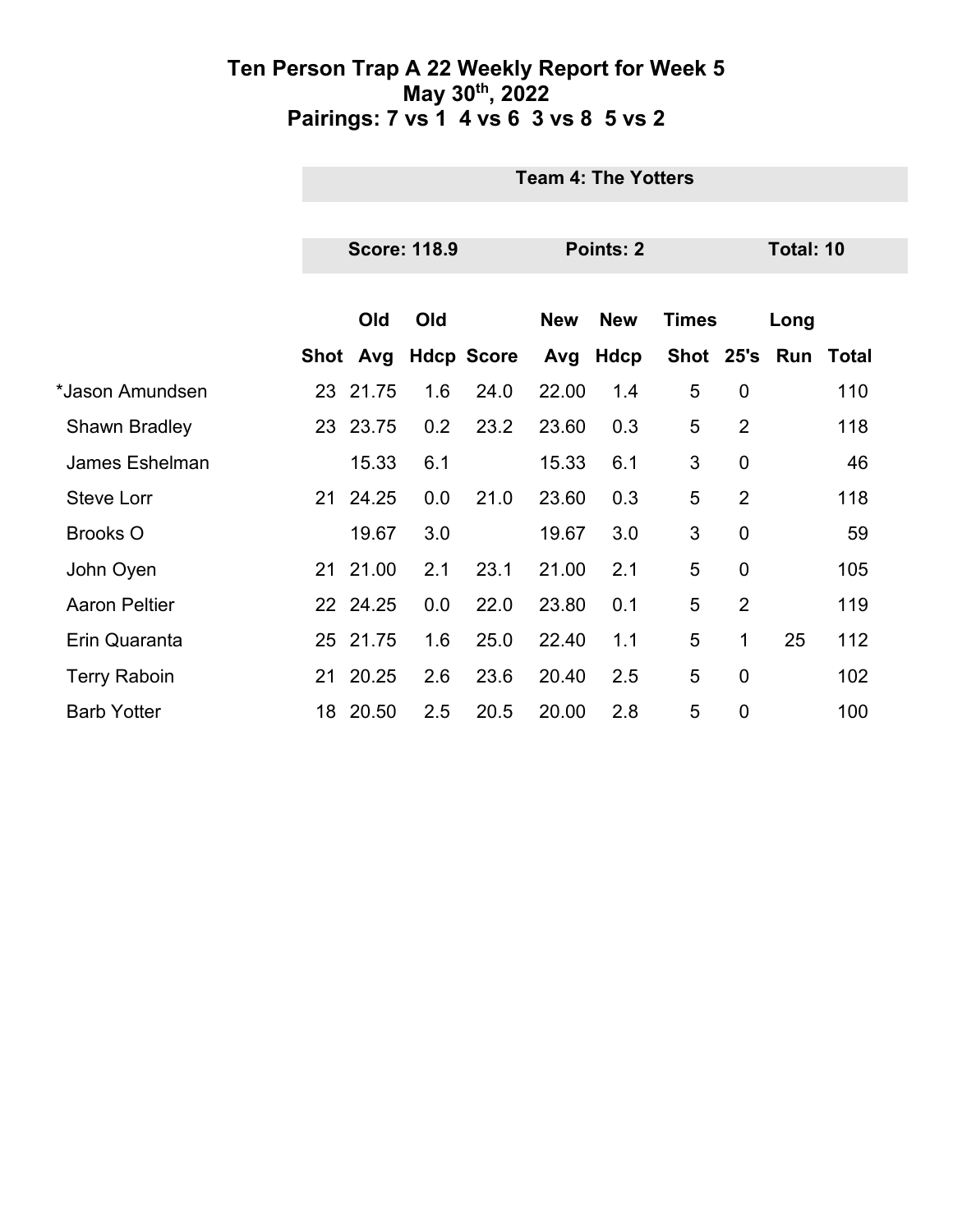# Ten Person Trap A 22 Weekly Report for Week 5
## May 30th, 2022
## Pairings: 7 vs 1  4 vs 6  3 vs 8  5 vs 2

**Team 4: The Yotters**

**Score: 118.9** **Points: 2** **Total: 10**

| | Shot | Old Avg | Old Hdcp | Score | New Avg | New Hdcp | Times Shot | 25's | Long Run | Total |
|---|---|---|---|---|---|---|---|---|---|---|
| *Jason Amundsen | 23 | 21.75 | 1.6 | 24.0 | 22.00 | 1.4 | 5 | 0 | | 110 |
| Shawn Bradley | 23 | 23.75 | 0.2 | 23.2 | 23.60 | 0.3 | 5 | 2 | | 118 |
| James Eshelman | | 15.33 | 6.1 | | 15.33 | 6.1 | 3 | 0 | | 46 |
| Steve Lorr | 21 | 24.25 | 0.0 | 21.0 | 23.60 | 0.3 | 5 | 2 | | 118 |
| Brooks O | | 19.67 | 3.0 | | 19.67 | 3.0 | 3 | 0 | | 59 |
| John Oyen | 21 | 21.00 | 2.1 | 23.1 | 21.00 | 2.1 | 5 | 0 | | 105 |
| Aaron Peltier | 22 | 24.25 | 0.0 | 22.0 | 23.80 | 0.1 | 5 | 2 | | 119 |
| Erin Quaranta | 25 | 21.75 | 1.6 | 25.0 | 22.40 | 1.1 | 5 | 1 | 25 | 112 |
| Terry Raboin | 21 | 20.25 | 2.6 | 23.6 | 20.40 | 2.5 | 5 | 0 | | 102 |
| Barb Yotter | 18 | 20.50 | 2.5 | 20.5 | 20.00 | 2.8 | 5 | 0 | | 100 |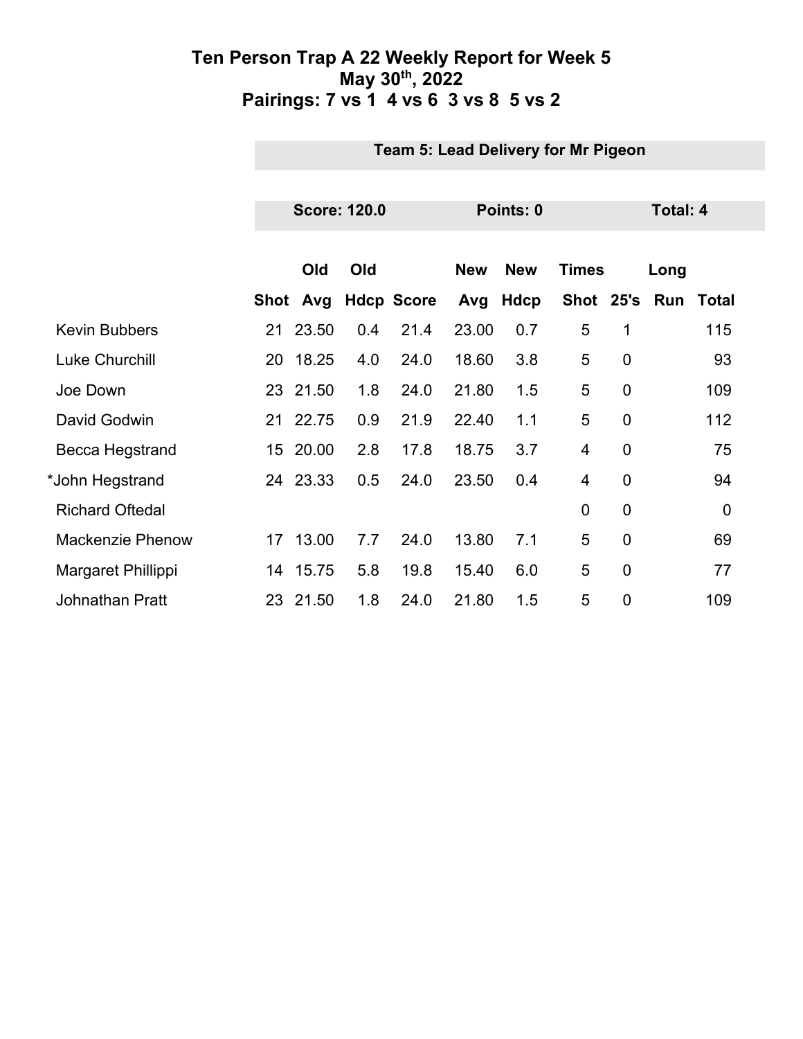# Ten Person Trap A 22 Weekly Report for Week 5
## May 30th, 2022
## Pairings: 7 vs 1  4 vs 6  3 vs 8  5 vs 2

**Team 5: Lead Delivery for Mr Pigeon**

**Score: 120.0** | **Points: 0** | **Total: 4**

| | Shot | Old Avg | Old Hdcp | Score | New Avg | New Hdcp | Times Shot | 25's | Long Run | Total |
|---|---|---|---|---|---|---|---|---|---|---|
| Kevin Bubbers | 21 | 23.50 | 0.4 | 21.4 | 23.00 | 0.7 | 5 | 1 | | 115 |
| Luke Churchill | 20 | 18.25 | 4.0 | 24.0 | 18.60 | 3.8 | 5 | 0 | | 93 |
| Joe Down | 23 | 21.50 | 1.8 | 24.0 | 21.80 | 1.5 | 5 | 0 | | 109 |
| David Godwin | 21 | 22.75 | 0.9 | 21.9 | 22.40 | 1.1 | 5 | 0 | | 112 |
| Becca Hegstrand | 15 | 20.00 | 2.8 | 17.8 | 18.75 | 3.7 | 4 | 0 | | 75 |
| *John Hegstrand | 24 | 23.33 | 0.5 | 24.0 | 23.50 | 0.4 | 4 | 0 | | 94 |
| Richard Oftedal | | | | | | | 0 | 0 | | 0 |
| Mackenzie Phenow | 17 | 13.00 | 7.7 | 24.0 | 13.80 | 7.1 | 5 | 0 | | 69 |
| Margaret Phillippi | 14 | 15.75 | 5.8 | 19.8 | 15.40 | 6.0 | 5 | 0 | | 77 |
| Johnathan Pratt | 23 | 21.50 | 1.8 | 24.0 | 21.80 | 1.5 | 5 | 0 | | 109 |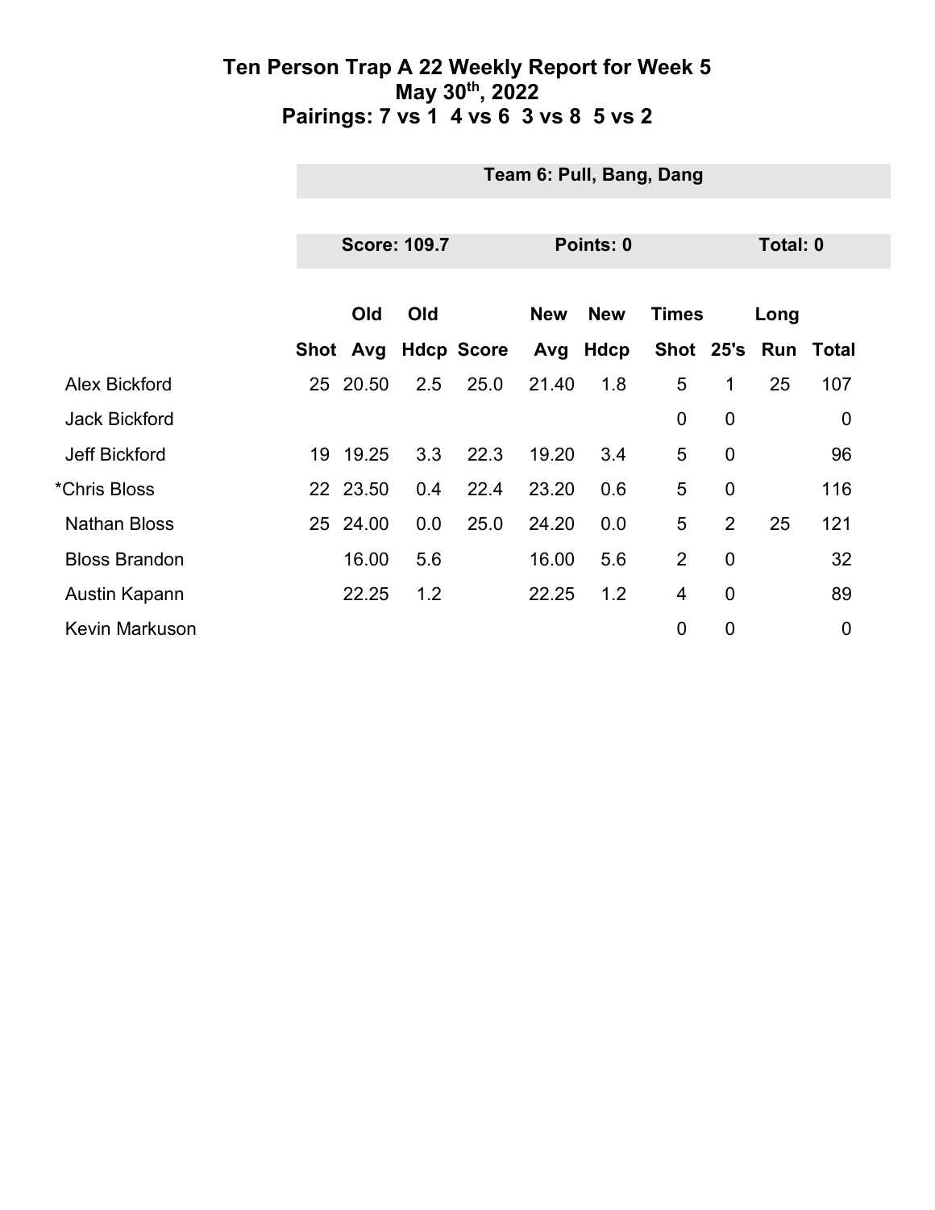# Ten Person Trap A 22 Weekly Report for Week 5
## May 30th, 2022
## Pairings: 7 vs 1 4 vs 6 3 vs 8 5 vs 2

**Team 6: Pull, Bang, Dang**

**Score: 109.7** **Points: 0** **Total: 0**

| | Shot | Old Avg | Old Hdcp | Score | New Avg | New Hdcp | Times Shot | 25's | Long Run | Total |
|---|---|---|---|---|---|---|---|---|---|---|
| Alex Bickford | 25 | 20.50 | 2.5 | 25.0 | 21.40 | 1.8 | 5 | 1 | 25 | 107 |
| Jack Bickford | | | | | | | 0 | 0 | | 0 |
| Jeff Bickford | 19 | 19.25 | 3.3 | 22.3 | 19.20 | 3.4 | 5 | 0 | | 96 |
| *Chris Bloss | 22 | 23.50 | 0.4 | 22.4 | 23.20 | 0.6 | 5 | 0 | | 116 |
| Nathan Bloss | 25 | 24.00 | 0.0 | 25.0 | 24.20 | 0.0 | 5 | 2 | 25 | 121 |
| Bloss Brandon | | 16.00 | 5.6 | | 16.00 | 5.6 | 2 | 0 | | 32 |
| Austin Kapann | | 22.25 | 1.2 | | 22.25 | 1.2 | 4 | 0 | | 89 |
| Kevin Markuson | | | | | | | 0 | 0 | | 0 |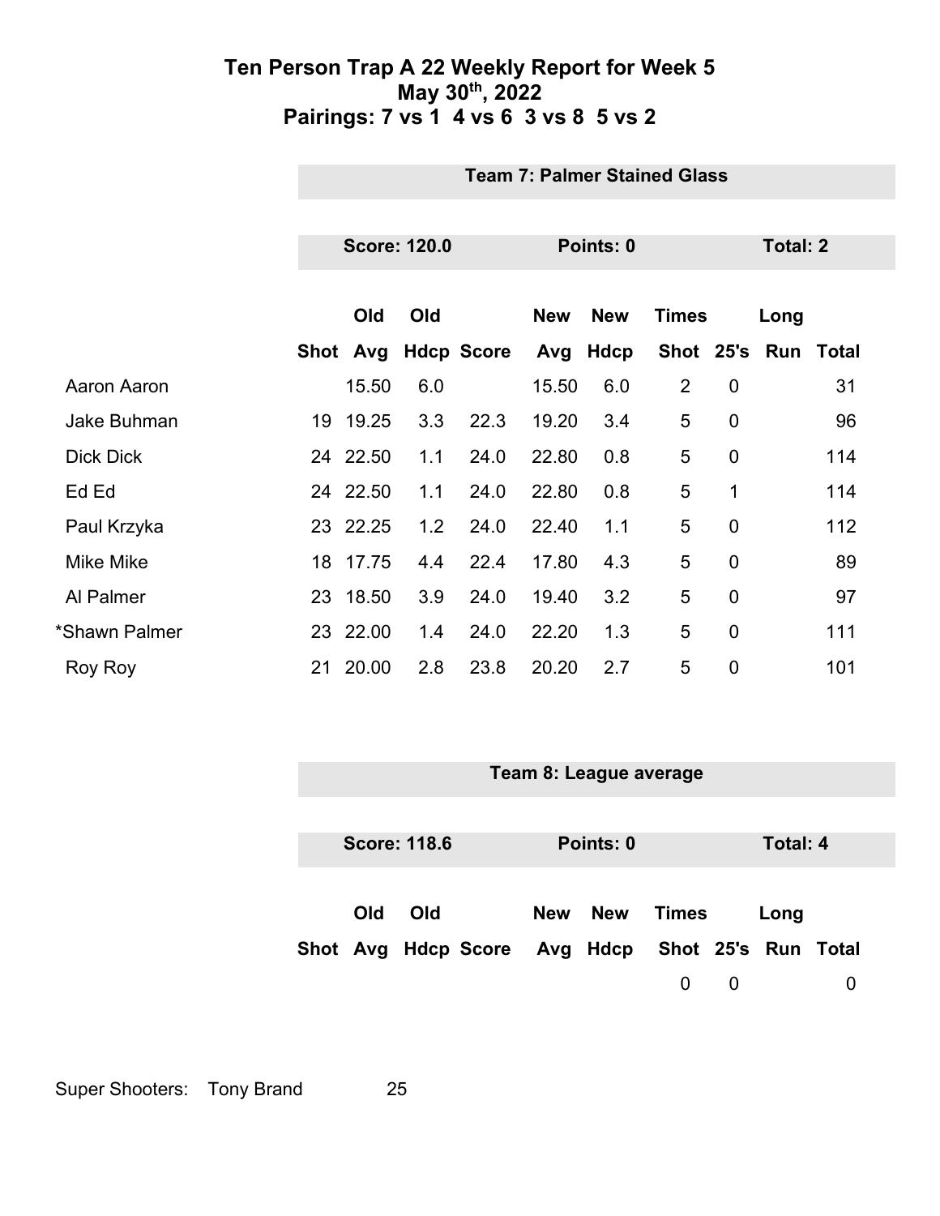# Ten Person Trap A 22 Weekly Report for Week 5
## May 30th, 2022
## Pairings: 7 vs 1 4 vs 6 3 vs 8 5 vs 2

### Team 7: Palmer Stained Glass

**Score: 120.0** | **Points: 0** | **Total: 2**

| | Shot | Old Avg | Old Hdcp | Score | New Avg | New Hdcp | Times Shot | 25's | Long Run | Total |
|---|---|---|---|---|---|---|---|---|---|---|
| Aaron Aaron | | 15.50 | 6.0 | | 15.50 | 6.0 | 2 | 0 | | 31 |
| Jake Buhman | 19 | 19.25 | 3.3 | 22.3 | 19.20 | 3.4 | 5 | 0 | | 96 |
| Dick Dick | 24 | 22.50 | 1.1 | 24.0 | 22.80 | 0.8 | 5 | 0 | | 114 |
| Ed Ed | 24 | 22.50 | 1.1 | 24.0 | 22.80 | 0.8 | 5 | 1 | | 114 |
| Paul Krzyka | 23 | 22.25 | 1.2 | 24.0 | 22.40 | 1.1 | 5 | 0 | | 112 |
| Mike Mike | 18 | 17.75 | 4.4 | 22.4 | 17.80 | 4.3 | 5 | 0 | | 89 |
| Al Palmer | 23 | 18.50 | 3.9 | 24.0 | 19.40 | 3.2 | 5 | 0 | | 97 |
| *Shawn Palmer | 23 | 22.00 | 1.4 | 24.0 | 22.20 | 1.3 | 5 | 0 | | 111 |
| Roy Roy | 21 | 20.00 | 2.8 | 23.8 | 20.20 | 2.7 | 5 | 0 | | 101 |

### Team 8: League average

**Score: 118.6** | **Points: 0** | **Total: 4**

| | Shot | Old Avg | Old Hdcp | Score | New Avg | New Hdcp | Times Shot | 25's | Long Run | Total |
|---|---|---|---|---|---|---|---|---|---|---|
| | | | | | | | 0 | 0 | | 0 |

Super Shooters: Tony Brand 25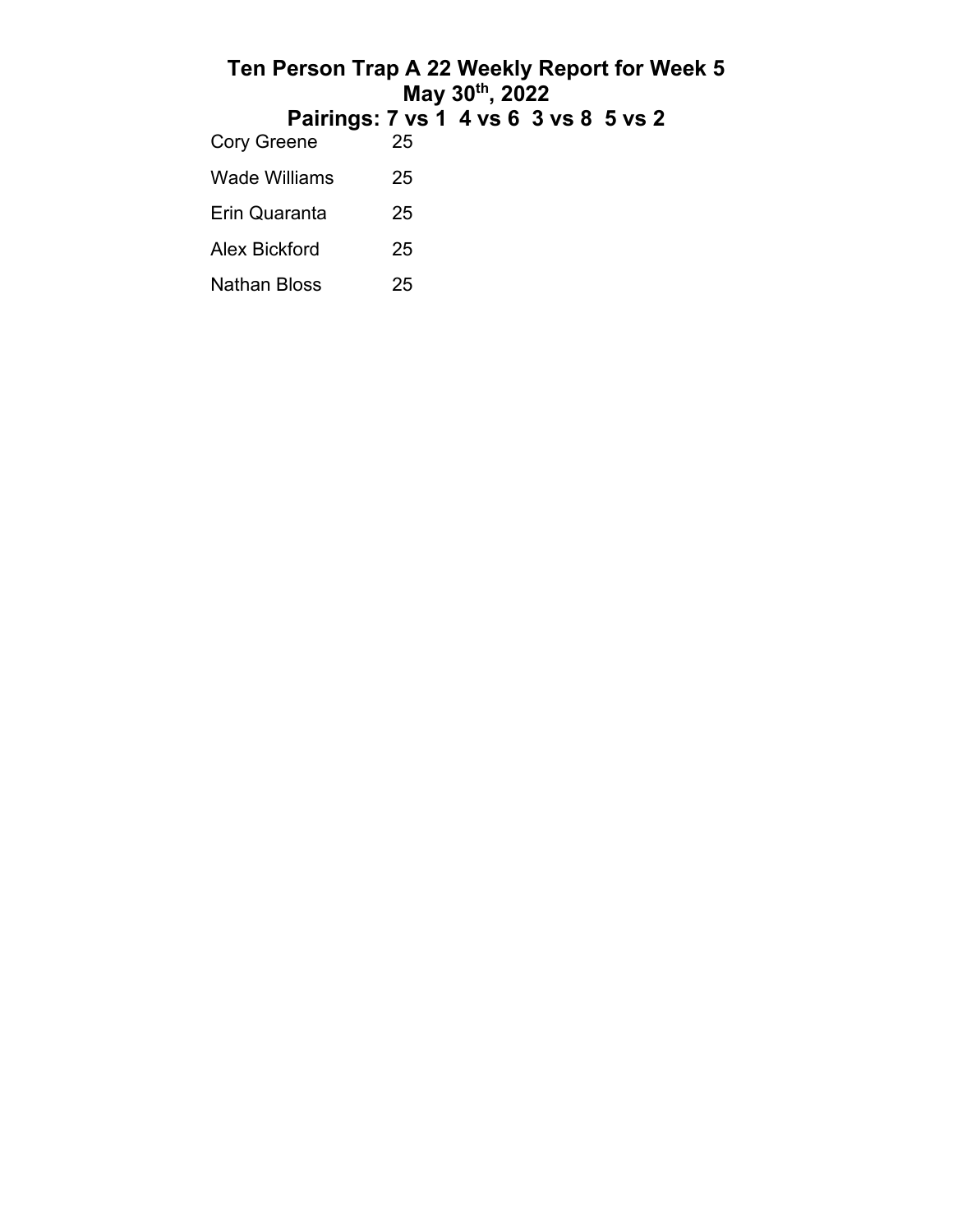# Ten Person Trap A 22 Weekly Report for Week 5
## May 30th, 2022
## Pairings: 7 vs 1  4 vs 6  3 vs 8  5 vs 2

| | |
|---|---|
| Cory Greene | 25 |
| Wade Williams | 25 |
| Erin Quaranta | 25 |
| Alex Bickford | 25 |
| Nathan Bloss | 25 |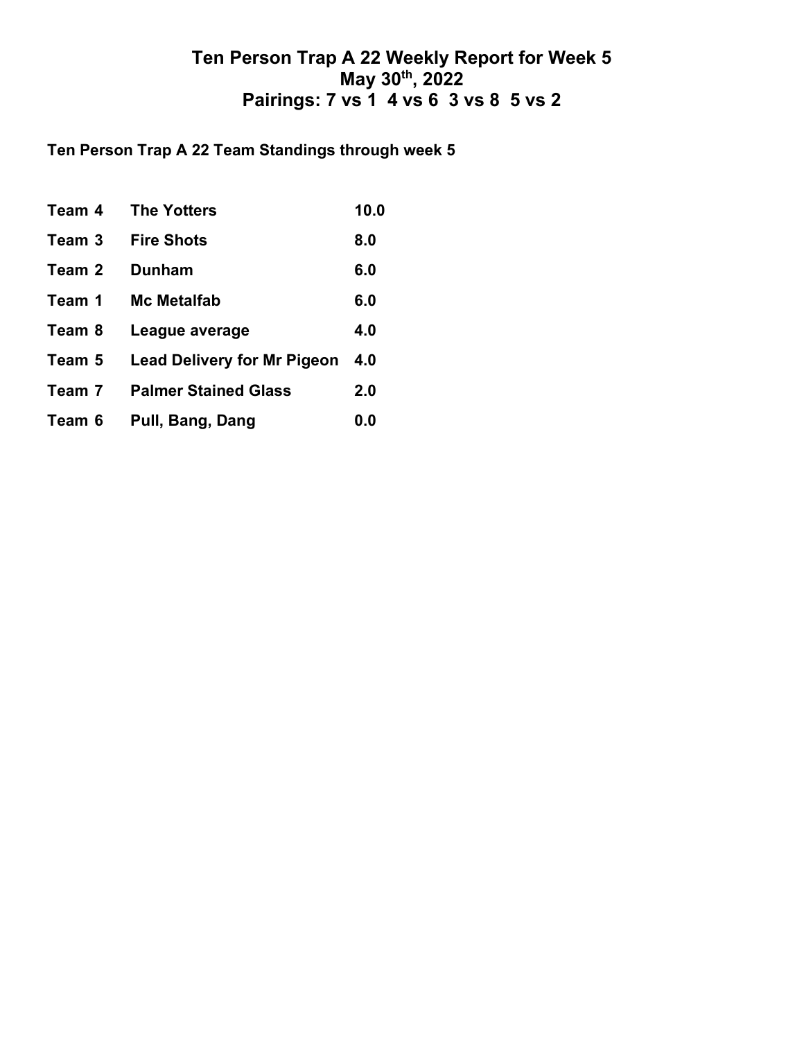# Ten Person Trap A 22 Weekly Report for Week 5
# May 30th, 2022
# Pairings: 7 vs 1 4 vs 6 3 vs 8 5 vs 2

**Ten Person Trap A 22 Team Standings through week 5**

| | | |
|---|---|---|
| **Team 4** | **The Yotters** | **10.0** |
| **Team 3** | **Fire Shots** | **8.0** |
| **Team 2** | **Dunham** | **6.0** |
| **Team 1** | **Mc Metalfab** | **6.0** |
| **Team 8** | **League average** | **4.0** |
| **Team 5** | **Lead Delivery for Mr Pigeon** | **4.0** |
| **Team 7** | **Palmer Stained Glass** | **2.0** |
| **Team 6** | **Pull, Bang, Dang** | **0.0** |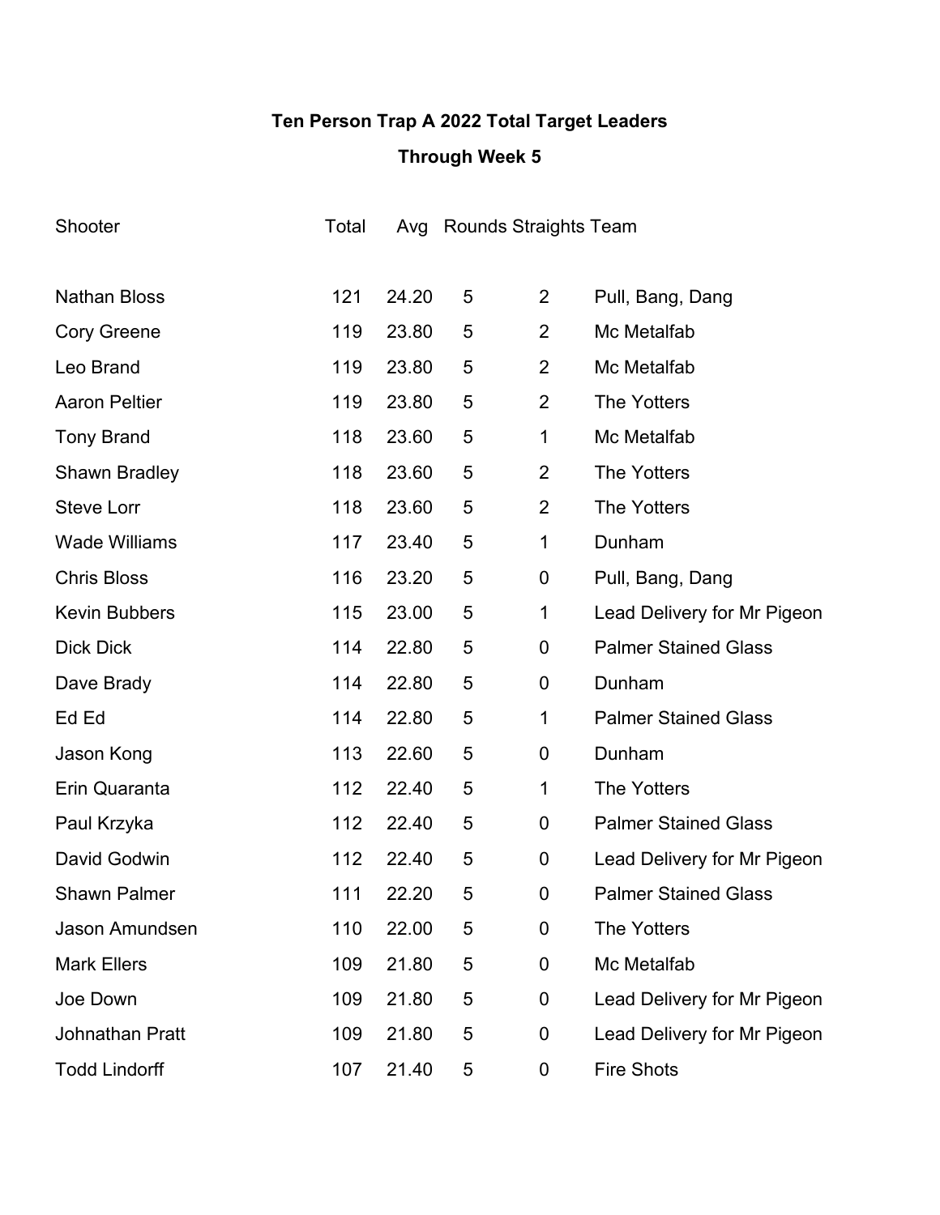**Ten Person Trap A 2022 Total Target Leaders**

**Through Week 5**

| Shooter | Total | Avg | Rounds | Straights | Team |
|---|---|---|---|---|---|
| Nathan Bloss | 121 | 24.20 | 5 | 2 | Pull, Bang, Dang |
| Cory Greene | 119 | 23.80 | 5 | 2 | Mc Metalfab |
| Leo Brand | 119 | 23.80 | 5 | 2 | Mc Metalfab |
| Aaron Peltier | 119 | 23.80 | 5 | 2 | The Yotters |
| Tony Brand | 118 | 23.60 | 5 | 1 | Mc Metalfab |
| Shawn Bradley | 118 | 23.60 | 5 | 2 | The Yotters |
| Steve Lorr | 118 | 23.60 | 5 | 2 | The Yotters |
| Wade Williams | 117 | 23.40 | 5 | 1 | Dunham |
| Chris Bloss | 116 | 23.20 | 5 | 0 | Pull, Bang, Dang |
| Kevin Bubbers | 115 | 23.00 | 5 | 1 | Lead Delivery for Mr Pigeon |
| Dick Dick | 114 | 22.80 | 5 | 0 | Palmer Stained Glass |
| Dave Brady | 114 | 22.80 | 5 | 0 | Dunham |
| Ed Ed | 114 | 22.80 | 5 | 1 | Palmer Stained Glass |
| Jason Kong | 113 | 22.60 | 5 | 0 | Dunham |
| Erin Quaranta | 112 | 22.40 | 5 | 1 | The Yotters |
| Paul Krzyka | 112 | 22.40 | 5 | 0 | Palmer Stained Glass |
| David Godwin | 112 | 22.40 | 5 | 0 | Lead Delivery for Mr Pigeon |
| Shawn Palmer | 111 | 22.20 | 5 | 0 | Palmer Stained Glass |
| Jason Amundsen | 110 | 22.00 | 5 | 0 | The Yotters |
| Mark Ellers | 109 | 21.80 | 5 | 0 | Mc Metalfab |
| Joe Down | 109 | 21.80 | 5 | 0 | Lead Delivery for Mr Pigeon |
| Johnathan Pratt | 109 | 21.80 | 5 | 0 | Lead Delivery for Mr Pigeon |
| Todd Lindorff | 107 | 21.40 | 5 | 0 | Fire Shots |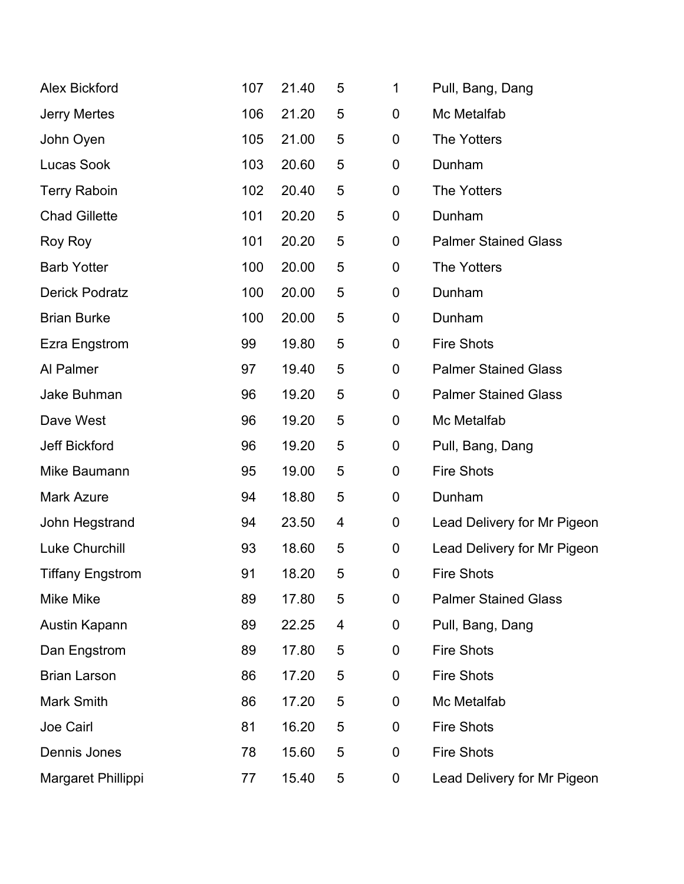| | | | | | |
|---|---|---|---|---|---|
| Alex Bickford | 107 | 21.40 | 5 | 1 | Pull, Bang, Dang |
| Jerry Mertes | 106 | 21.20 | 5 | 0 | Mc Metalfab |
| John Oyen | 105 | 21.00 | 5 | 0 | The Yotters |
| Lucas Sook | 103 | 20.60 | 5 | 0 | Dunham |
| Terry Raboin | 102 | 20.40 | 5 | 0 | The Yotters |
| Chad Gillette | 101 | 20.20 | 5 | 0 | Dunham |
| Roy Roy | 101 | 20.20 | 5 | 0 | Palmer Stained Glass |
| Barb Yotter | 100 | 20.00 | 5 | 0 | The Yotters |
| Derick Podratz | 100 | 20.00 | 5 | 0 | Dunham |
| Brian Burke | 100 | 20.00 | 5 | 0 | Dunham |
| Ezra Engstrom | 99 | 19.80 | 5 | 0 | Fire Shots |
| Al Palmer | 97 | 19.40 | 5 | 0 | Palmer Stained Glass |
| Jake Buhman | 96 | 19.20 | 5 | 0 | Palmer Stained Glass |
| Dave West | 96 | 19.20 | 5 | 0 | Mc Metalfab |
| Jeff Bickford | 96 | 19.20 | 5 | 0 | Pull, Bang, Dang |
| Mike Baumann | 95 | 19.00 | 5 | 0 | Fire Shots |
| Mark Azure | 94 | 18.80 | 5 | 0 | Dunham |
| John Hegstrand | 94 | 23.50 | 4 | 0 | Lead Delivery for Mr Pigeon |
| Luke Churchill | 93 | 18.60 | 5 | 0 | Lead Delivery for Mr Pigeon |
| Tiffany Engstrom | 91 | 18.20 | 5 | 0 | Fire Shots |
| Mike Mike | 89 | 17.80 | 5 | 0 | Palmer Stained Glass |
| Austin Kapann | 89 | 22.25 | 4 | 0 | Pull, Bang, Dang |
| Dan Engstrom | 89 | 17.80 | 5 | 0 | Fire Shots |
| Brian Larson | 86 | 17.20 | 5 | 0 | Fire Shots |
| Mark Smith | 86 | 17.20 | 5 | 0 | Mc Metalfab |
| Joe Cairl | 81 | 16.20 | 5 | 0 | Fire Shots |
| Dennis Jones | 78 | 15.60 | 5 | 0 | Fire Shots |
| Margaret Phillippi | 77 | 15.40 | 5 | 0 | Lead Delivery for Mr Pigeon |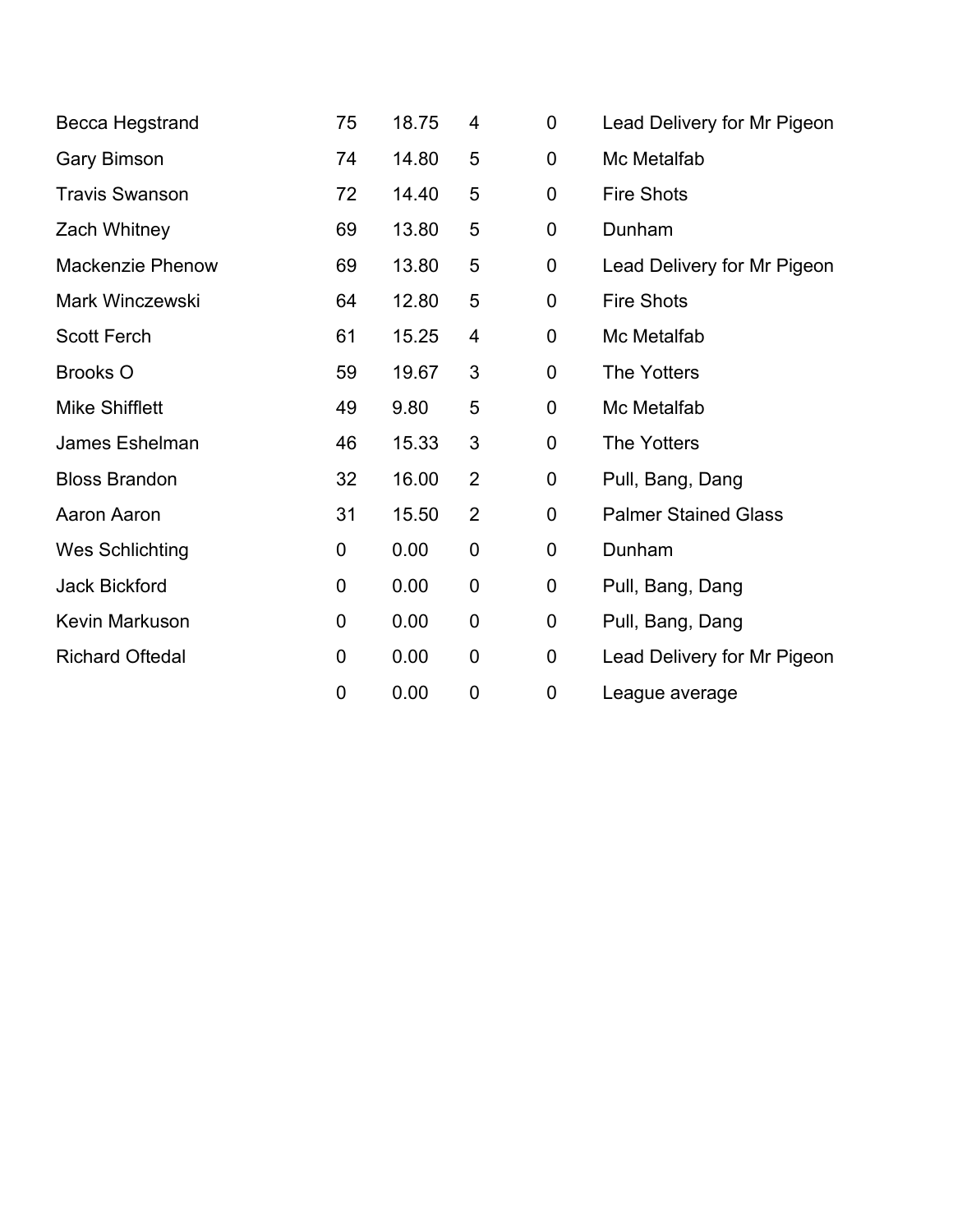| | | | | | |
|---|---|---|---|---|---|
| Becca Hegstrand | 75 | 18.75 | 4 | 0 | Lead Delivery for Mr Pigeon |
| Gary Bimson | 74 | 14.80 | 5 | 0 | Mc Metalfab |
| Travis Swanson | 72 | 14.40 | 5 | 0 | Fire Shots |
| Zach Whitney | 69 | 13.80 | 5 | 0 | Dunham |
| Mackenzie Phenow | 69 | 13.80 | 5 | 0 | Lead Delivery for Mr Pigeon |
| Mark Winczewski | 64 | 12.80 | 5 | 0 | Fire Shots |
| Scott Ferch | 61 | 15.25 | 4 | 0 | Mc Metalfab |
| Brooks O | 59 | 19.67 | 3 | 0 | The Yotters |
| Mike Shifflett | 49 | 9.80 | 5 | 0 | Mc Metalfab |
| James Eshelman | 46 | 15.33 | 3 | 0 | The Yotters |
| Bloss Brandon | 32 | 16.00 | 2 | 0 | Pull, Bang, Dang |
| Aaron Aaron | 31 | 15.50 | 2 | 0 | Palmer Stained Glass |
| Wes Schlichting | 0 | 0.00 | 0 | 0 | Dunham |
| Jack Bickford | 0 | 0.00 | 0 | 0 | Pull, Bang, Dang |
| Kevin Markuson | 0 | 0.00 | 0 | 0 | Pull, Bang, Dang |
| Richard Oftedal | 0 | 0.00 | 0 | 0 | Lead Delivery for Mr Pigeon |
| | 0 | 0.00 | 0 | 0 | League average |